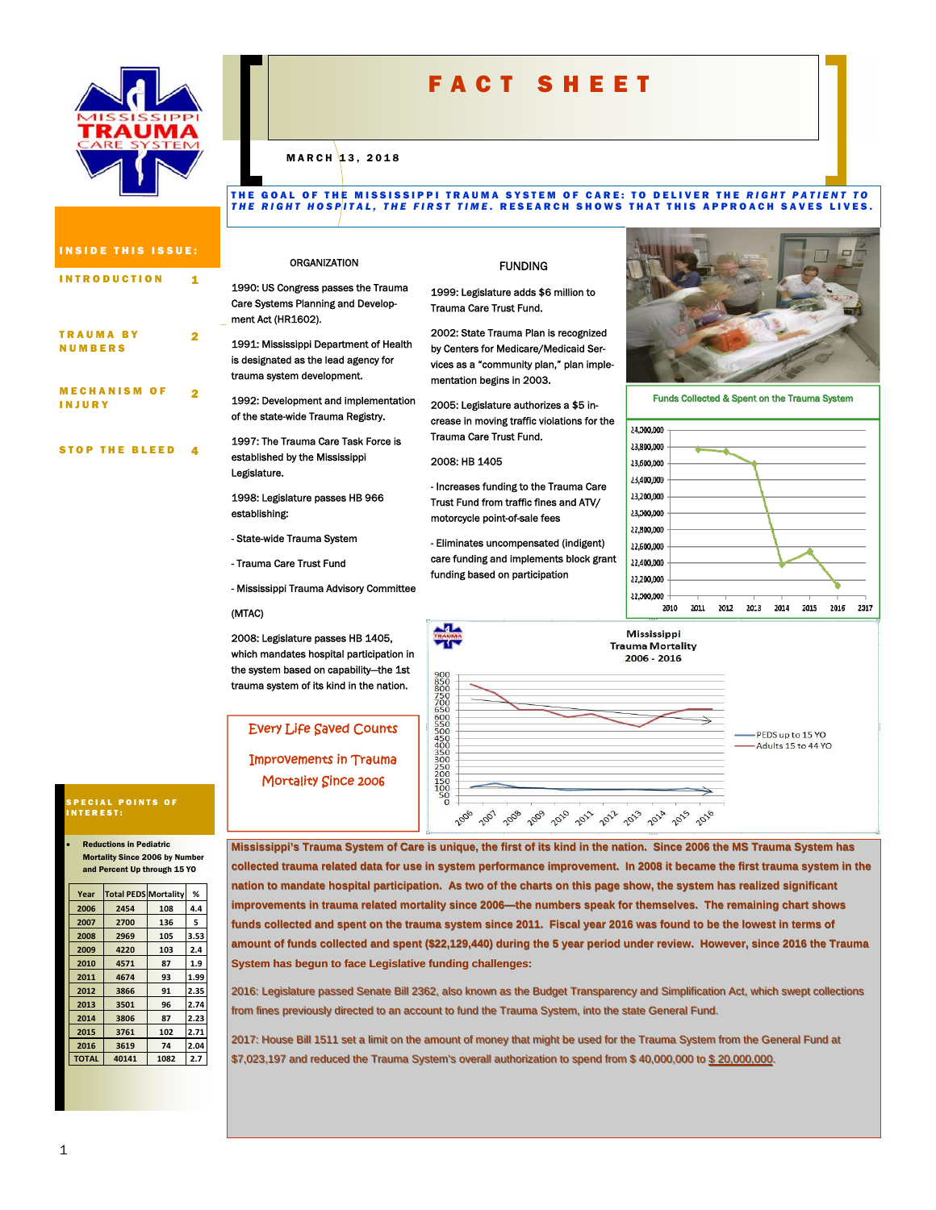# FACT SHEET

MARCH 13, 2018

**THE GOAL OF THE MISSISSIPPI TRAUMA SYSTEM OF CARE: TO DELIVER THE *RIGHT PATIENT* TO *THE RIGHT HOSPITAL, THE FIRST TIME*. RESEARCH SHOWS THAT THIS APPROACH SAVES LIVES.**

MISSISSIPPI TRAUMA CARE SYSTEM

**INSIDE THIS ISSUE:**

- INTRODUCTION 1
- TRAUMA BY NUMBERS 2
- MECHANISM OF INJURY 2
- STOP THE BLEED 4

## ORGANIZATION

1990: US Congress passes the Trauma Care Systems Planning and Development Act (HR1602).

1991: Mississippi Department of Health is designated as the lead agency for trauma system development.

1992: Development and implementation of the state-wide Trauma Registry.

1997: The Trauma Care Task Force is established by the Mississippi Legislature.

1998: Legislature passes HB 966 establishing:

- State-wide Trauma System
- Trauma Care Trust Fund
- Mississippi Trauma Advisory Committee (MTAC)

2008: Legislature passes HB 1405, which mandates hospital participation in the system based on capability—the 1st trauma system of its kind in the nation.

## FUNDING

1999: Legislature adds $6 million to Trauma Care Trust Fund.

2002: State Trauma Plan is recognized by Centers for Medicare/Medicaid Services as a "community plan," plan implementation begins in 2003.

2005: Legislature authorizes a $5 increase in moving traffic violations for the Trauma Care Trust Fund.

2008: HB 1405

- Increases funding to the Trauma Care Trust Fund from traffic fines and ATV/motorcycle point-of-sale fees
- Eliminates uncompensated (indigent) care funding and implements block grant funding based on participation

Funds Collected & Spent on the Trauma System

24,000,000
23,800,000
23,600,000
23,400,000
23,200,000
23,000,000
22,800,000
22,600,000
22,400,000
22,200,000
22,000,000
2010 2011 2012 2013 2014 2015 2016 2017

Mississippi
Trauma Mortality
2006 - 2016

900 850 800 750 700 650 600 550 500 450 400 350 300 250 200 150 100 50 0
2006 2007 2008 2009 2010 2011 2012 2013 2014 2015 2016
PEDS up to 15 YO
Adults 15 to 44 YO

Every Life Saved Counts

Improvements in Trauma Mortality Since 2006

**SPECIAL POINTS OF INTEREST:**

- **Reductions in Pediatric Mortality Since 2006 by Number and Percent Up through 15 YO**

| Year | Total PEDS | Mortality | % |
|---|---|---|---|
| 2006 | 2454 | 108 | 4.4 |
| 2007 | 2700 | 136 | 5 |
| 2008 | 2969 | 105 | 3.53 |
| 2009 | 4220 | 103 | 2.4 |
| 2010 | 4571 | 87 | 1.9 |
| 2011 | 4674 | 93 | 1.99 |
| 2012 | 3866 | 91 | 2.35 |
| 2013 | 3501 | 96 | 2.74 |
| 2014 | 3806 | 87 | 2.23 |
| 2015 | 3761 | 102 | 2.71 |
| 2016 | 3619 | 74 | 2.04 |
| TOTAL | 40141 | 1082 | 2.7 |

**Mississippi's Trauma System of Care is unique, the first of its kind in the nation. Since 2006 the MS Trauma System has collected trauma related data for use in system performance improvement. In 2008 it became the first trauma system in the nation to mandate hospital participation. As two of the charts on this page show, the system has realized significant improvements in trauma related mortality since 2006—the numbers speak for themselves. The remaining chart shows funds collected and spent on the trauma system since 2011. Fiscal year 2016 was found to be the lowest in terms of amount of funds collected and spent ($22,129,440) during the 5 year period under review. However, since 2016 the Trauma System has begun to face Legislative funding challenges:**

2016: Legislature passed Senate Bill 2362, also known as the Budget Transparency and Simplification Act, which swept collections from fines previously directed to an account to fund the Trauma System, into the state General Fund.

2017: House Bill 1511 set a limit on the amount of money that might be used for the Trauma System from the General Fund at $7,023,197 and reduced the Trauma System's overall authorization to spend from $ 40,000,000 to $ 20,000,000.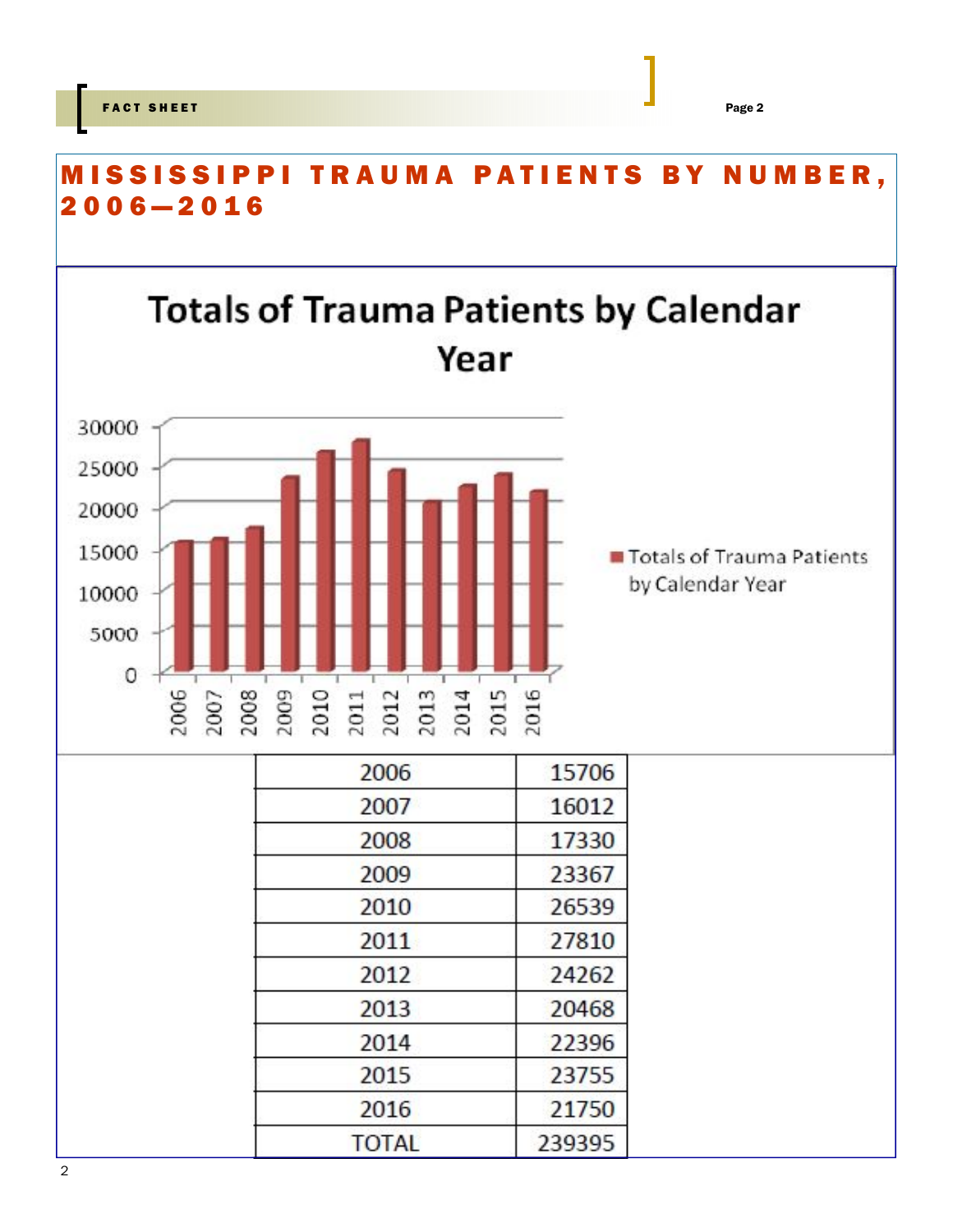# MISSISSIPPI TRAUMA PATIENTS BY NUMBER, 2006—2016

Totals of Trauma Patients by Calendar Year

30000
25000
20000
15000
10000
5000
0

2006 2007 2008 2009 2010 2011 2012 2013 2014 2015 2016

Totals of Trauma Patients by Calendar Year

| | |
|---|---|
| 2006 | 15706 |
| 2007 | 16012 |
| 2008 | 17330 |
| 2009 | 23367 |
| 2010 | 26539 |
| 2011 | 27810 |
| 2012 | 24262 |
| 2013 | 20468 |
| 2014 | 22396 |
| 2015 | 23755 |
| 2016 | 21750 |
| TOTAL | 239395 |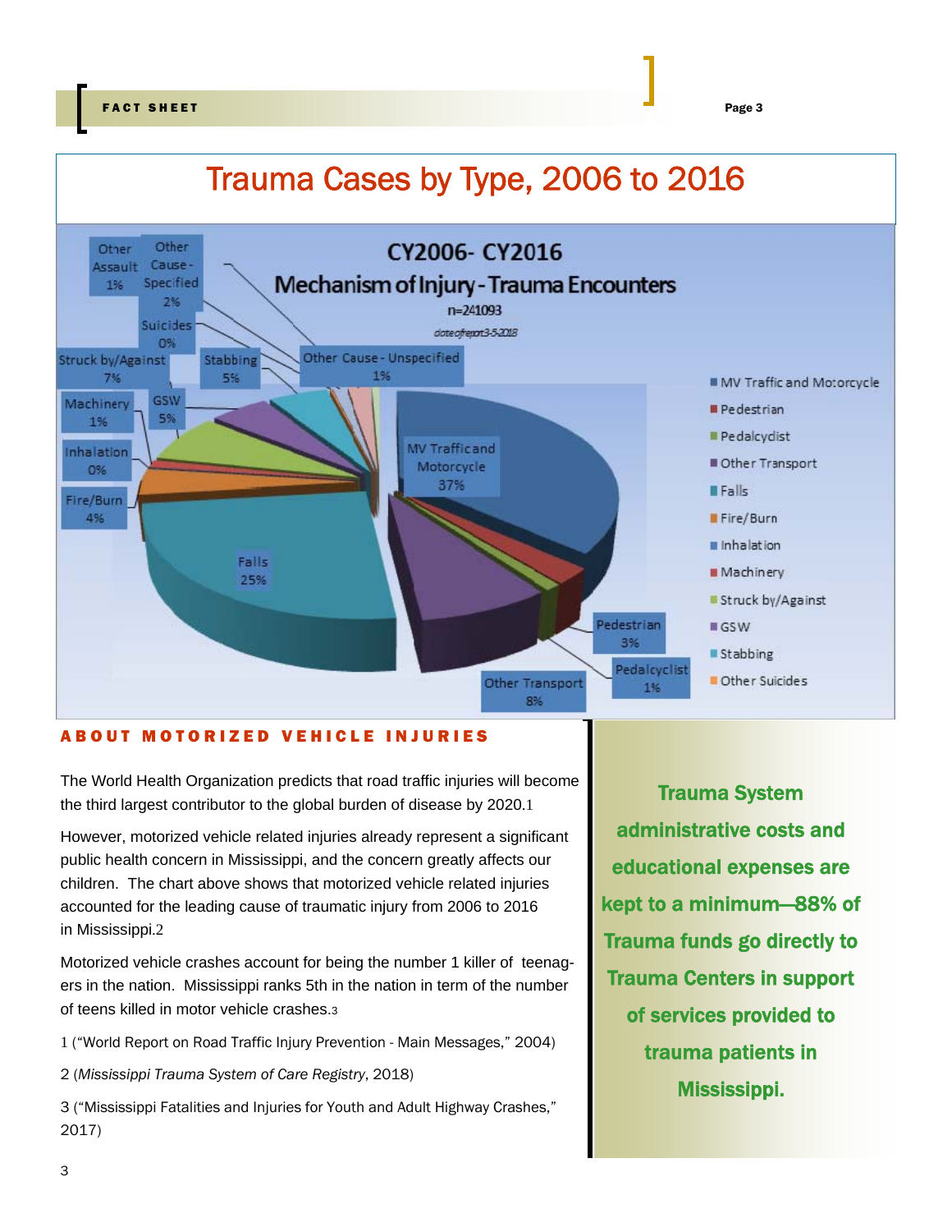# Trauma Cases by Type, 2006 to 2016

CY2006- CY2016
Mechanism of Injury - Trauma Encounters
n=241093
date of report 3-5-2018

Other Assault 1%
Other Cause - Specified 2%
Suicides 0%
Struck by/Against 7%
Stabbing 5%
Other Cause - Unspecified 1%
Machinery 1%
GSW 5%
Inhalation 0%
Fire/Burn 4%
MV Traffic and Motorcycle 37%
Falls 25%
Pedestrian 3%
Pedalcyclist 1%
Other Transport 8%

MV Traffic and Motorcycle
Pedestrian
Pedalcyclist
Other Transport
Falls
Fire/Burn
Inhalation
Machinery
Struck by/Against
GSW
Stabbing
Other Suicides

## ABOUT MOTORIZED VEHICLE INJURIES

The World Health Organization predicts that road traffic injuries will become the third largest contributor to the global burden of disease by 2020.[1]

However, motorized vehicle related injuries already represent a significant public health concern in Mississippi, and the concern greatly affects our children. The chart above shows that motorized vehicle related injuries accounted for the leading cause of traumatic injury from 2006 to 2016 in Mississippi.[2]

Motorized vehicle crashes account for being the number 1 killer of teenagers in the nation. Mississippi ranks 5th in the nation in term of the number of teens killed in motor vehicle crashes.[3]

1 ("World Report on Road Traffic Injury Prevention - Main Messages," 2004)

2 (*Mississippi Trauma System of Care Registry*, 2018)

3 ("Mississippi Fatalities and Injuries for Youth and Adult Highway Crashes," 2017)

**Trauma System administrative costs and educational expenses are kept to a minimum—88% of Trauma funds go directly to Trauma Centers in support of services provided to trauma patients in Mississippi.**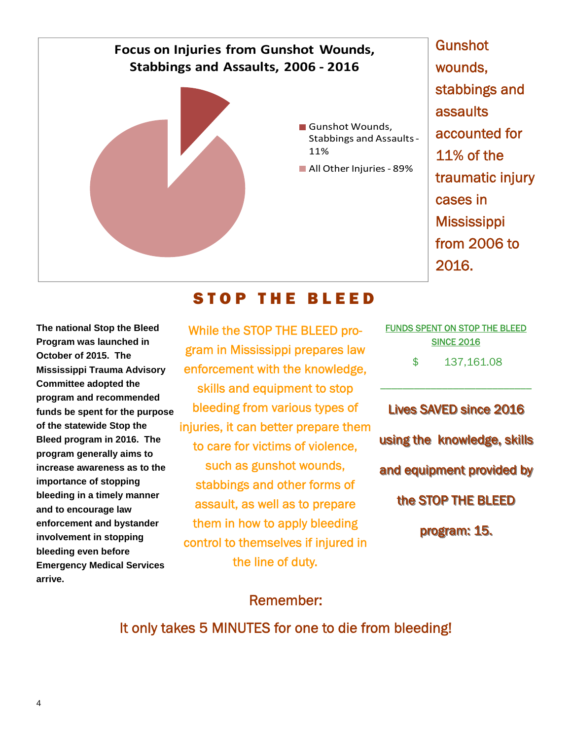**Focus on Injuries from Gunshot Wounds, Stabbings and Assaults, 2006 - 2016**

Gunshot Wounds, Stabbings and Assaults - 11%

All Other Injuries - 89%

Gunshot wounds, stabbings and assaults accounted for 11% of the traumatic injury cases in Mississippi from 2006 to 2016.

## STOP THE BLEED

**The national Stop the Bleed Program was launched in October of 2015. The Mississippi Trauma Advisory Committee adopted the program and recommended funds be spent for the purpose of the statewide Stop the Bleed program in 2016. The program generally aims to increase awareness as to the importance of stopping bleeding in a timely manner and to encourage law enforcement and bystander involvement in stopping bleeding even before Emergency Medical Services arrive.**

While the STOP THE BLEED program in Mississippi prepares law enforcement with the knowledge, skills and equipment to stop bleeding from various types of injuries, it can better prepare them to care for victims of violence, such as gunshot wounds, stabbings and other forms of assault, as well as to prepare them in how to apply bleeding control to themselves if injured in the line of duty.

FUNDS SPENT ON STOP THE BLEED SINCE 2016

$ 137,161.08

**Lives SAVED since 2016 using the knowledge, skills and equipment provided by the STOP THE BLEED program: 15.**

Remember:

It only takes 5 MINUTES for one to die from bleeding!